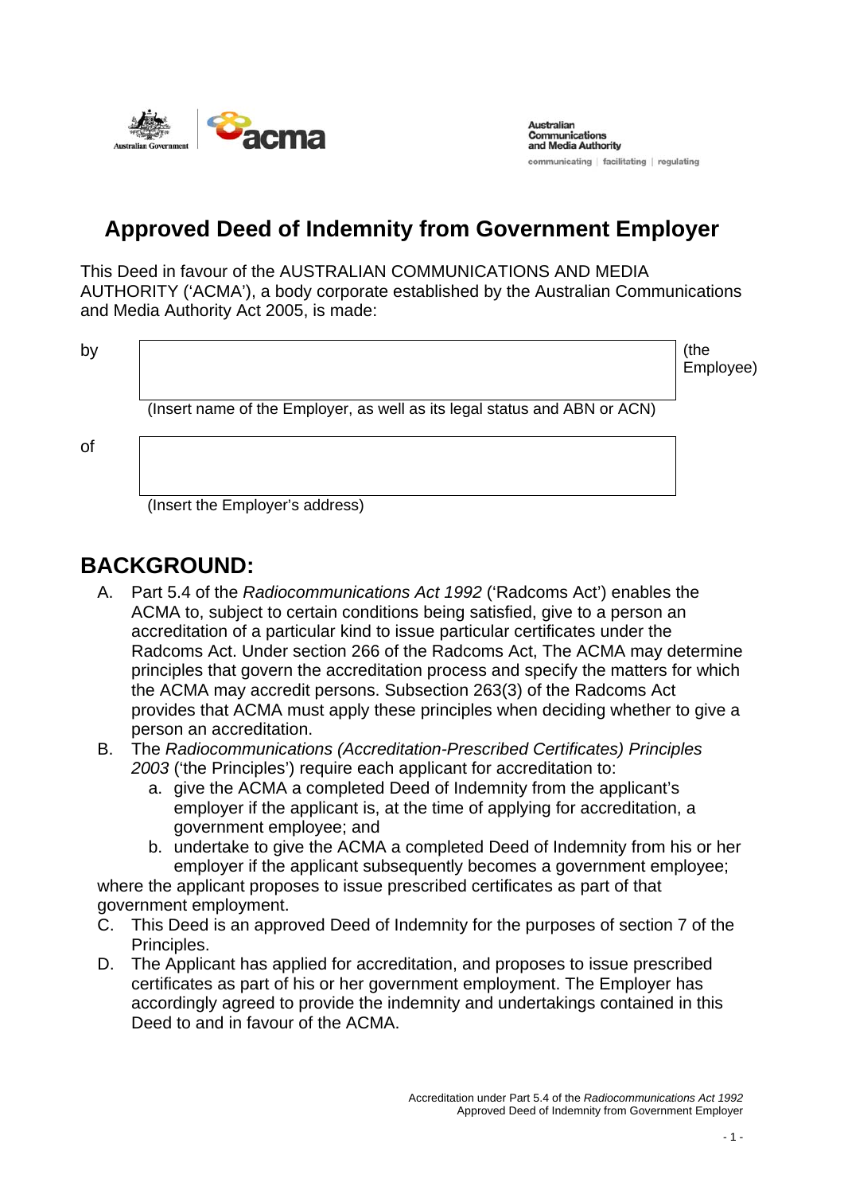Australian Communications and Media Authority

communicating | facilitating | regulating

# Approved Deed of Indemnity from Government Employer

This Deed in favour of the AUSTRALIAN COMMUNICATIONS AND MEDIA AUTHORITY ('ACMA'), a body corporate established by the Australian Communications and Media Authority Act 2005, is made:

by ______________________________ (the Employee)

(Insert name of the Employer, as well as its legal status and ABN or ACN)

of ______________________________

(Insert the Employer's address)

## BACKGROUND:

A. Part 5.4 of the *Radiocommunications Act 1992* ('Radcoms Act') enables the ACMA to, subject to certain conditions being satisfied, give to a person an accreditation of a particular kind to issue particular certificates under the Radcoms Act. Under section 266 of the Radcoms Act, The ACMA may determine principles that govern the accreditation process and specify the matters for which the ACMA may accredit persons. Subsection 263(3) of the Radcoms Act provides that ACMA must apply these principles when deciding whether to give a person an accreditation.

B. The *Radiocommunications (Accreditation-Prescribed Certificates) Principles 2003* ('the Principles') require each applicant for accreditation to:

   a. give the ACMA a completed Deed of Indemnity from the applicant's employer if the applicant is, at the time of applying for accreditation, a government employee; and
   b. undertake to give the ACMA a completed Deed of Indemnity from his or her employer if the applicant subsequently becomes a government employee;

   where the applicant proposes to issue prescribed certificates as part of that government employment.

C. This Deed is an approved Deed of Indemnity for the purposes of section 7 of the Principles.

D. The Applicant has applied for accreditation, and proposes to issue prescribed certificates as part of his or her government employment. The Employer has accordingly agreed to provide the indemnity and undertakings contained in this Deed to and in favour of the ACMA.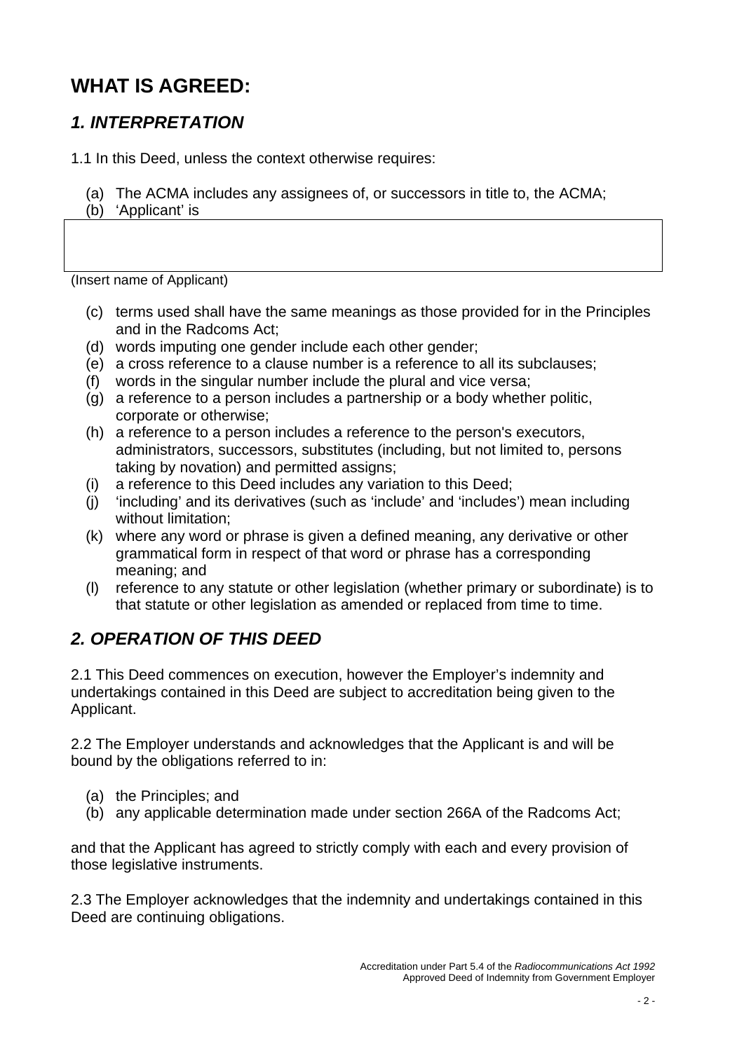# WHAT IS AGREED:

## *1. INTERPRETATION*

1.1 In this Deed, unless the context otherwise requires:

(a) The ACMA includes any assignees of, or successors in title to, the ACMA;
(b) 'Applicant' is

(Insert name of Applicant)

(c) terms used shall have the same meanings as those provided for in the Principles and in the Radcoms Act;
(d) words imputing one gender include each other gender;
(e) a cross reference to a clause number is a reference to all its subclauses;
(f) words in the singular number include the plural and vice versa;
(g) a reference to a person includes a partnership or a body whether politic, corporate or otherwise;
(h) a reference to a person includes a reference to the person's executors, administrators, successors, substitutes (including, but not limited to, persons taking by novation) and permitted assigns;
(i) a reference to this Deed includes any variation to this Deed;
(j) 'including' and its derivatives (such as 'include' and 'includes') mean including without limitation;
(k) where any word or phrase is given a defined meaning, any derivative or other grammatical form in respect of that word or phrase has a corresponding meaning; and
(l) reference to any statute or other legislation (whether primary or subordinate) is to that statute or other legislation as amended or replaced from time to time.

## *2. OPERATION OF THIS DEED*

2.1 This Deed commences on execution, however the Employer's indemnity and undertakings contained in this Deed are subject to accreditation being given to the Applicant.

2.2 The Employer understands and acknowledges that the Applicant is and will be bound by the obligations referred to in:

(a) the Principles; and
(b) any applicable determination made under section 266A of the Radcoms Act;

and that the Applicant has agreed to strictly comply with each and every provision of those legislative instruments.

2.3 The Employer acknowledges that the indemnity and undertakings contained in this Deed are continuing obligations.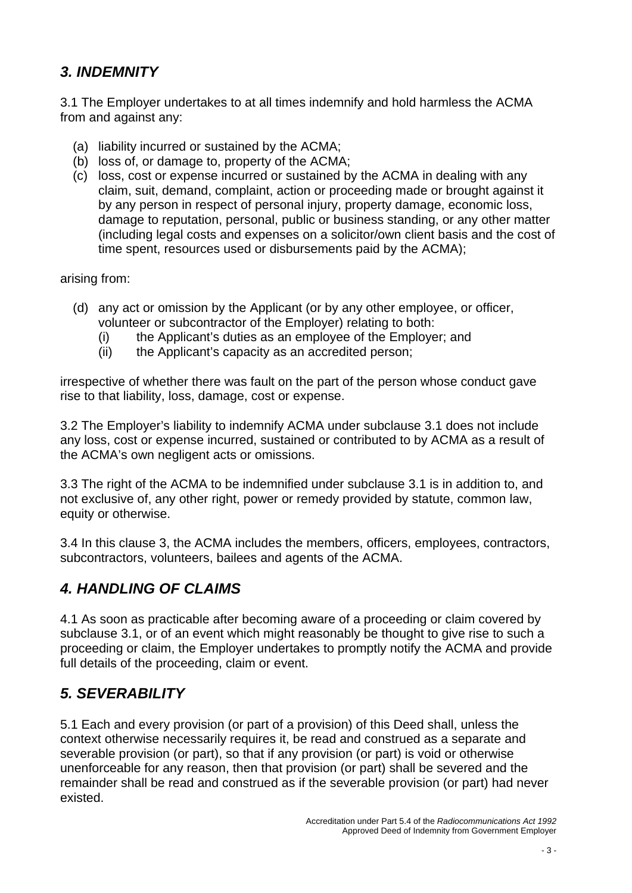## *3. INDEMNITY*

3.1 The Employer undertakes to at all times indemnify and hold harmless the ACMA from and against any:

(a) liability incurred or sustained by the ACMA;
(b) loss of, or damage to, property of the ACMA;
(c) loss, cost or expense incurred or sustained by the ACMA in dealing with any claim, suit, demand, complaint, action or proceeding made or brought against it by any person in respect of personal injury, property damage, economic loss, damage to reputation, personal, public or business standing, or any other matter (including legal costs and expenses on a solicitor/own client basis and the cost of time spent, resources used or disbursements paid by the ACMA);

arising from:

(d) any act or omission by the Applicant (or by any other employee, or officer, volunteer or subcontractor of the Employer) relating to both:
  (i) the Applicant's duties as an employee of the Employer; and
  (ii) the Applicant's capacity as an accredited person;

irrespective of whether there was fault on the part of the person whose conduct gave rise to that liability, loss, damage, cost or expense.

3.2 The Employer's liability to indemnify ACMA under subclause 3.1 does not include any loss, cost or expense incurred, sustained or contributed to by ACMA as a result of the ACMA's own negligent acts or omissions.

3.3 The right of the ACMA to be indemnified under subclause 3.1 is in addition to, and not exclusive of, any other right, power or remedy provided by statute, common law, equity or otherwise.

3.4 In this clause 3, the ACMA includes the members, officers, employees, contractors, subcontractors, volunteers, bailees and agents of the ACMA.

## *4. HANDLING OF CLAIMS*

4.1 As soon as practicable after becoming aware of a proceeding or claim covered by subclause 3.1, or of an event which might reasonably be thought to give rise to such a proceeding or claim, the Employer undertakes to promptly notify the ACMA and provide full details of the proceeding, claim or event.

## *5. SEVERABILITY*

5.1 Each and every provision (or part of a provision) of this Deed shall, unless the context otherwise necessarily requires it, be read and construed as a separate and severable provision (or part), so that if any provision (or part) is void or otherwise unenforceable for any reason, then that provision (or part) shall be severed and the remainder shall be read and construed as if the severable provision (or part) had never existed.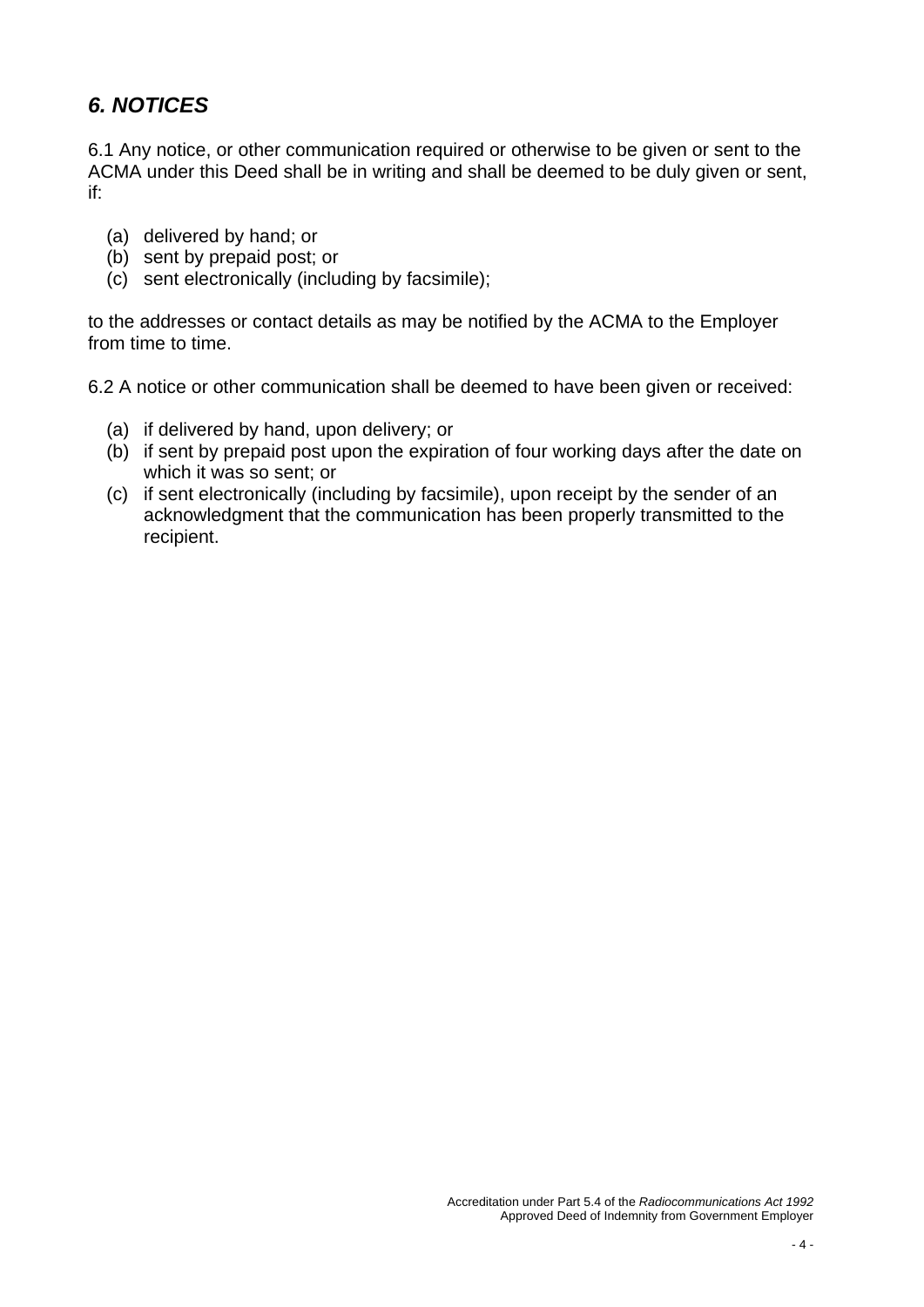## *6. NOTICES*

6.1 Any notice, or other communication required or otherwise to be given or sent to the ACMA under this Deed shall be in writing and shall be deemed to be duly given or sent, if:

(a) delivered by hand; or
(b) sent by prepaid post; or
(c) sent electronically (including by facsimile);

to the addresses or contact details as may be notified by the ACMA to the Employer from time to time.

6.2 A notice or other communication shall be deemed to have been given or received:

(a) if delivered by hand, upon delivery; or
(b) if sent by prepaid post upon the expiration of four working days after the date on which it was so sent; or
(c) if sent electronically (including by facsimile), upon receipt by the sender of an acknowledgment that the communication has been properly transmitted to the recipient.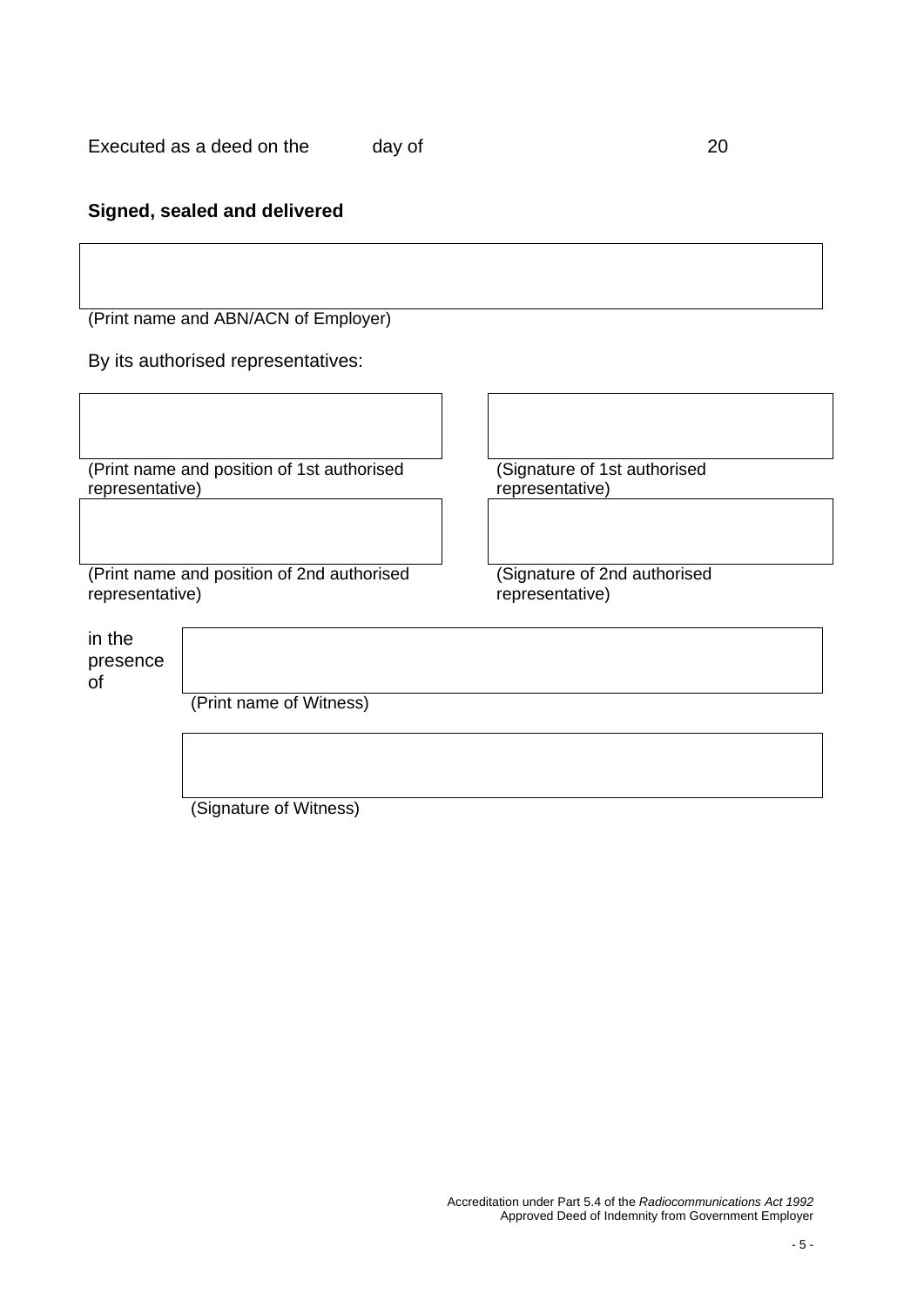Executed as a deed on the day of 20

**Signed, sealed and delivered**

(Print name and ABN/ACN of Employer)

By its authorised representatives:

| | |
|---|---|
| (Print name and position of 1st authorised representative) | (Signature of 1st authorised representative) |
| (Print name and position of 2nd authorised representative) | (Signature of 2nd authorised representative) |

in the presence of

(Print name of Witness)

(Signature of Witness)